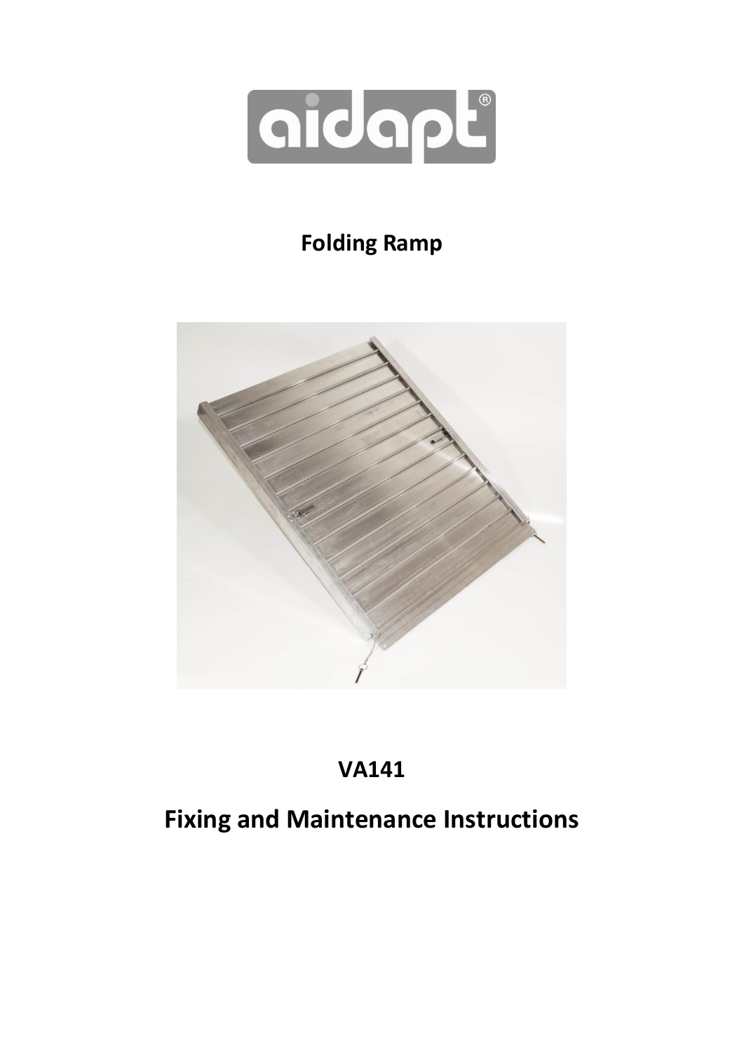# Folding Ramp

## VA141

# Fixing and Maintenance Instructions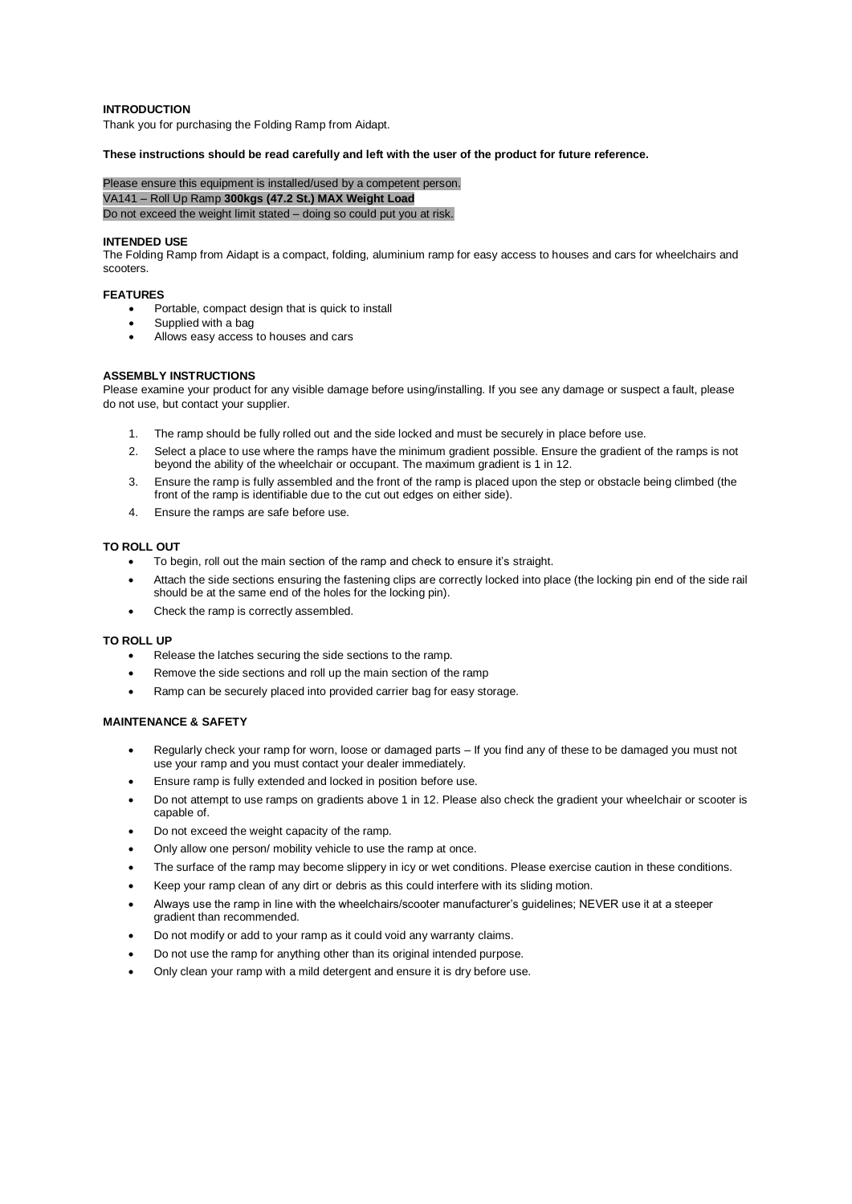## INTRODUCTION

Thank you for purchasing the Folding Ramp from Aidapt.

**These instructions should be read carefully and left with the user of the product for future reference.**

Please ensure this equipment is installed/used by a competent person.
VA141 – Roll Up Ramp **300kgs (47.2 St.) MAX Weight Load**
Do not exceed the weight limit stated – doing so could put you at risk.

## INTENDED USE

The Folding Ramp from Aidapt is a compact, folding, aluminium ramp for easy access to houses and cars for wheelchairs and scooters.

## FEATURES

- Portable, compact design that is quick to install
- Supplied with a bag
- Allows easy access to houses and cars

## ASSEMBLY INSTRUCTIONS

Please examine your product for any visible damage before using/installing. If you see any damage or suspect a fault, please do not use, but contact your supplier.

1. The ramp should be fully rolled out and the side locked and must be securely in place before use.
2. Select a place to use where the ramps have the minimum gradient possible. Ensure the gradient of the ramps is not beyond the ability of the wheelchair or occupant. The maximum gradient is 1 in 12.
3. Ensure the ramp is fully assembled and the front of the ramp is placed upon the step or obstacle being climbed (the front of the ramp is identifiable due to the cut out edges on either side).
4. Ensure the ramps are safe before use.

## TO ROLL OUT

- To begin, roll out the main section of the ramp and check to ensure it's straight.
- Attach the side sections ensuring the fastening clips are correctly locked into place (the locking pin end of the side rail should be at the same end of the holes for the locking pin).
- Check the ramp is correctly assembled.

## TO ROLL UP

- Release the latches securing the side sections to the ramp.
- Remove the side sections and roll up the main section of the ramp
- Ramp can be securely placed into provided carrier bag for easy storage.

## MAINTENANCE & SAFETY

- Regularly check your ramp for worn, loose or damaged parts – If you find any of these to be damaged you must not use your ramp and you must contact your dealer immediately.
- Ensure ramp is fully extended and locked in position before use.
- Do not attempt to use ramps on gradients above 1 in 12. Please also check the gradient your wheelchair or scooter is capable of.
- Do not exceed the weight capacity of the ramp.
- Only allow one person/ mobility vehicle to use the ramp at once.
- The surface of the ramp may become slippery in icy or wet conditions. Please exercise caution in these conditions.
- Keep your ramp clean of any dirt or debris as this could interfere with its sliding motion.
- Always use the ramp in line with the wheelchairs/scooter manufacturer's guidelines; NEVER use it at a steeper gradient than recommended.
- Do not modify or add to your ramp as it could void any warranty claims.
- Do not use the ramp for anything other than its original intended purpose.
- Only clean your ramp with a mild detergent and ensure it is dry before use.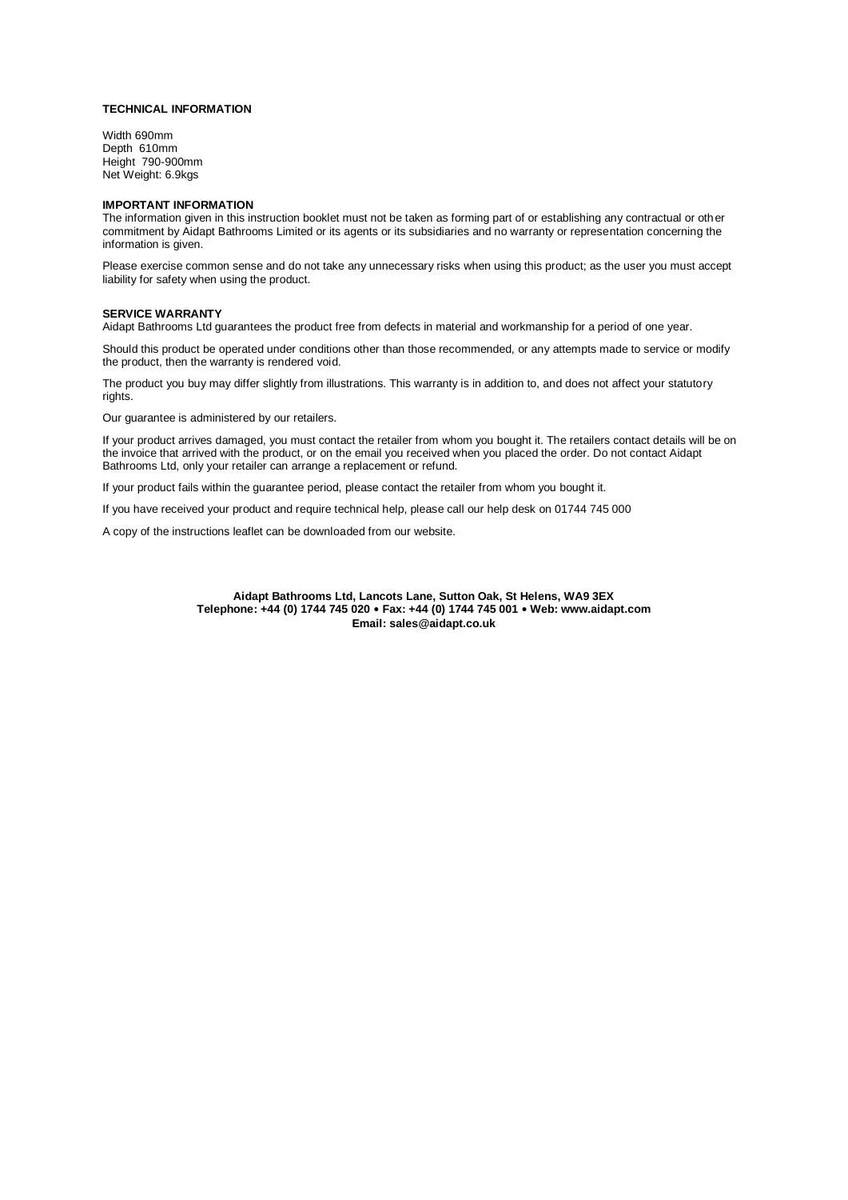**TECHNICAL INFORMATION**

Width 690mm
Depth 610mm
Height 790-900mm
Net Weight: 6.9kgs

**IMPORTANT INFORMATION**

The information given in this instruction booklet must not be taken as forming part of or establishing any contractual or other commitment by Aidapt Bathrooms Limited or its agents or its subsidiaries and no warranty or representation concerning the information is given.

Please exercise common sense and do not take any unnecessary risks when using this product; as the user you must accept liability for safety when using the product.

**SERVICE WARRANTY**

Aidapt Bathrooms Ltd guarantees the product free from defects in material and workmanship for a period of one year.

Should this product be operated under conditions other than those recommended, or any attempts made to service or modify the product, then the warranty is rendered void.

The product you buy may differ slightly from illustrations. This warranty is in addition to, and does not affect your statutory rights.

Our guarantee is administered by our retailers.

If your product arrives damaged, you must contact the retailer from whom you bought it. The retailers contact details will be on the invoice that arrived with the product, or on the email you received when you placed the order. Do not contact Aidapt Bathrooms Ltd, only your retailer can arrange a replacement or refund.

If your product fails within the guarantee period, please contact the retailer from whom you bought it.

If you have received your product and require technical help, please call our help desk on 01744 745 000

A copy of the instructions leaflet can be downloaded from our website.

**Aidapt Bathrooms Ltd, Lancots Lane, Sutton Oak, St Helens, WA9 3EX**
**Telephone: +44 (0) 1744 745 020 • Fax: +44 (0) 1744 745 001 • Web: www.aidapt.com**
**Email: sales@aidapt.co.uk**